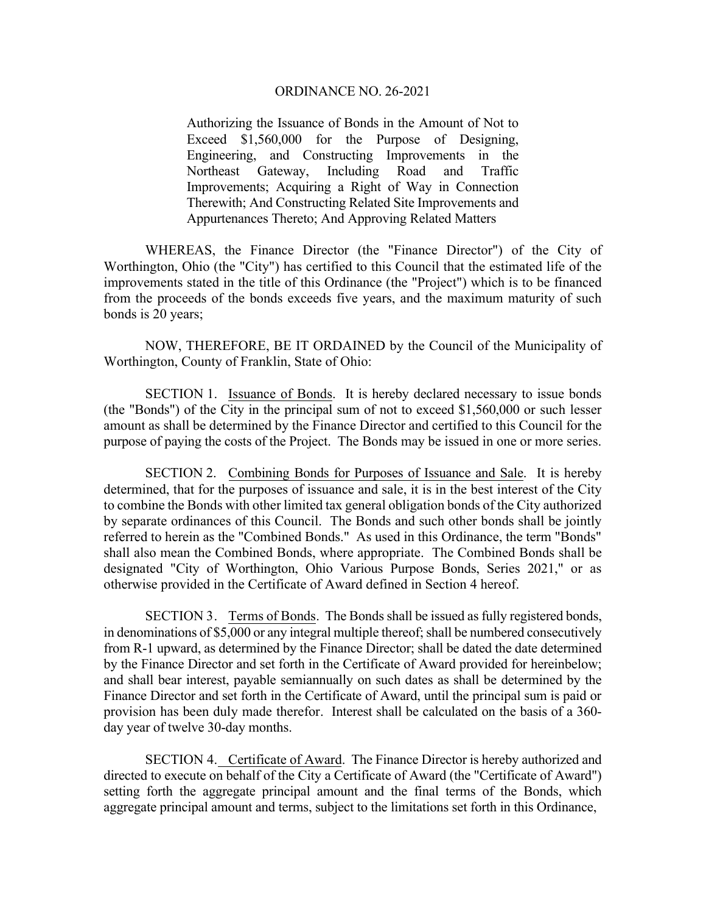# ORDINANCE NO. 26-2021

Authorizing the Issuance of Bonds in the Amount of Not to Exceed $1,560,000 for the Purpose of Designing, Engineering, and Constructing Improvements in the Northeast Gateway, Including Road and Traffic Improvements; Acquiring a Right of Way in Connection Therewith; And Constructing Related Site Improvements and Appurtenances Thereto; And Approving Related Matters

WHEREAS, the Finance Director (the "Finance Director") of the City of Worthington, Ohio (the "City") has certified to this Council that the estimated life of the improvements stated in the title of this Ordinance (the "Project") which is to be financed from the proceeds of the bonds exceeds five years, and the maximum maturity of such bonds is 20 years;

NOW, THEREFORE, BE IT ORDAINED by the Council of the Municipality of Worthington, County of Franklin, State of Ohio:

SECTION 1. Issuance of Bonds. It is hereby declared necessary to issue bonds (the "Bonds") of the City in the principal sum of not to exceed $1,560,000 or such lesser amount as shall be determined by the Finance Director and certified to this Council for the purpose of paying the costs of the Project. The Bonds may be issued in one or more series.

SECTION 2. Combining Bonds for Purposes of Issuance and Sale. It is hereby determined, that for the purposes of issuance and sale, it is in the best interest of the City to combine the Bonds with other limited tax general obligation bonds of the City authorized by separate ordinances of this Council. The Bonds and such other bonds shall be jointly referred to herein as the "Combined Bonds." As used in this Ordinance, the term "Bonds" shall also mean the Combined Bonds, where appropriate. The Combined Bonds shall be designated "City of Worthington, Ohio Various Purpose Bonds, Series 2021," or as otherwise provided in the Certificate of Award defined in Section 4 hereof.

SECTION 3. Terms of Bonds. The Bonds shall be issued as fully registered bonds, in denominations of $5,000 or any integral multiple thereof; shall be numbered consecutively from R-1 upward, as determined by the Finance Director; shall be dated the date determined by the Finance Director and set forth in the Certificate of Award provided for hereinbelow; and shall bear interest, payable semiannually on such dates as shall be determined by the Finance Director and set forth in the Certificate of Award, until the principal sum is paid or provision has been duly made therefor. Interest shall be calculated on the basis of a 360-day year of twelve 30-day months.

SECTION 4. Certificate of Award. The Finance Director is hereby authorized and directed to execute on behalf of the City a Certificate of Award (the "Certificate of Award") setting forth the aggregate principal amount and the final terms of the Bonds, which aggregate principal amount and terms, subject to the limitations set forth in this Ordinance,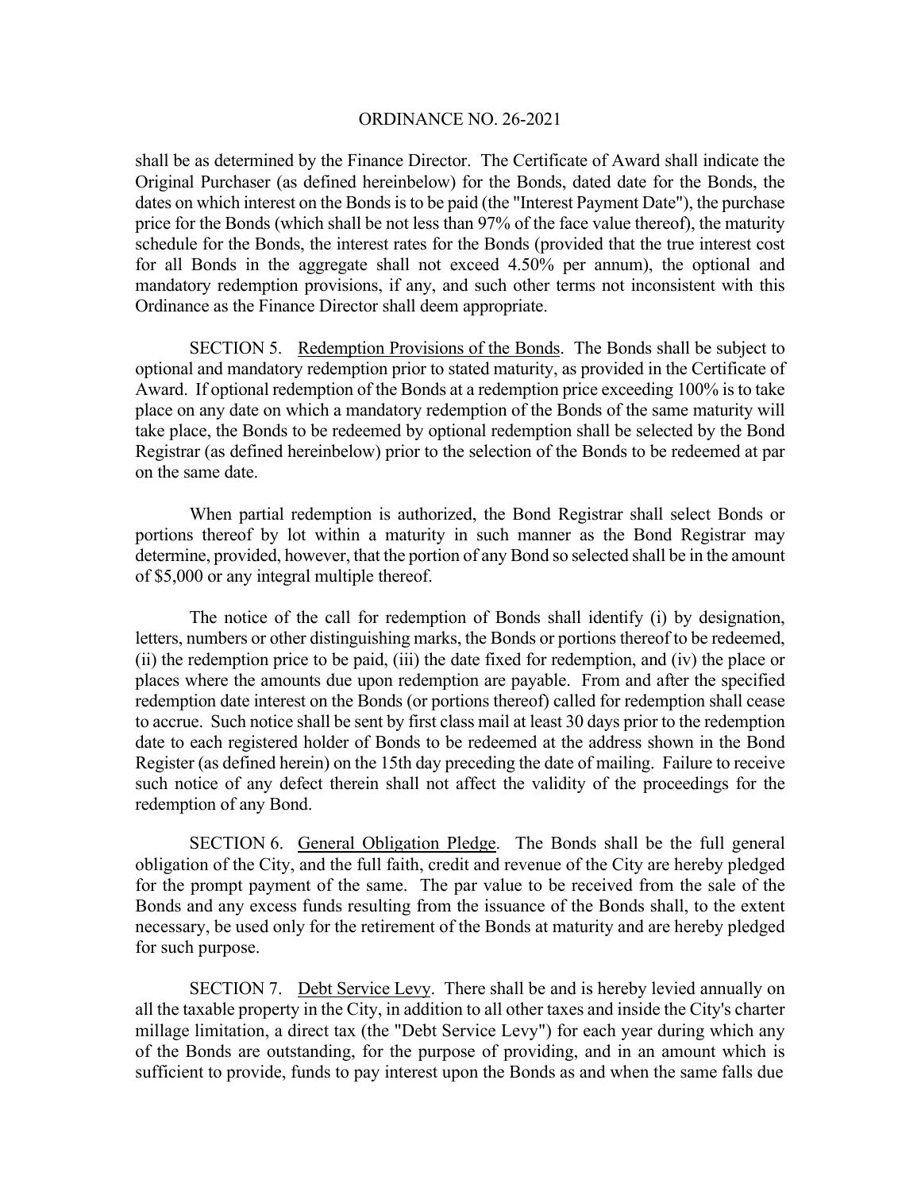shall be as determined by the Finance Director. The Certificate of Award shall indicate the Original Purchaser (as defined hereinbelow) for the Bonds, dated date for the Bonds, the dates on which interest on the Bonds is to be paid (the "Interest Payment Date"), the purchase price for the Bonds (which shall be not less than 97% of the face value thereof), the maturity schedule for the Bonds, the interest rates for the Bonds (provided that the true interest cost for all Bonds in the aggregate shall not exceed 4.50% per annum), the optional and mandatory redemption provisions, if any, and such other terms not inconsistent with this Ordinance as the Finance Director shall deem appropriate.

SECTION 5. Redemption Provisions of the Bonds. The Bonds shall be subject to optional and mandatory redemption prior to stated maturity, as provided in the Certificate of Award. If optional redemption of the Bonds at a redemption price exceeding 100% is to take place on any date on which a mandatory redemption of the Bonds of the same maturity will take place, the Bonds to be redeemed by optional redemption shall be selected by the Bond Registrar (as defined hereinbelow) prior to the selection of the Bonds to be redeemed at par on the same date.

When partial redemption is authorized, the Bond Registrar shall select Bonds or portions thereof by lot within a maturity in such manner as the Bond Registrar may determine, provided, however, that the portion of any Bond so selected shall be in the amount of $5,000 or any integral multiple thereof.

The notice of the call for redemption of Bonds shall identify (i) by designation, letters, numbers or other distinguishing marks, the Bonds or portions thereof to be redeemed, (ii) the redemption price to be paid, (iii) the date fixed for redemption, and (iv) the place or places where the amounts due upon redemption are payable. From and after the specified redemption date interest on the Bonds (or portions thereof) called for redemption shall cease to accrue. Such notice shall be sent by first class mail at least 30 days prior to the redemption date to each registered holder of Bonds to be redeemed at the address shown in the Bond Register (as defined herein) on the 15th day preceding the date of mailing. Failure to receive such notice of any defect therein shall not affect the validity of the proceedings for the redemption of any Bond.

SECTION 6. General Obligation Pledge. The Bonds shall be the full general obligation of the City, and the full faith, credit and revenue of the City are hereby pledged for the prompt payment of the same. The par value to be received from the sale of the Bonds and any excess funds resulting from the issuance of the Bonds shall, to the extent necessary, be used only for the retirement of the Bonds at maturity and are hereby pledged for such purpose.

SECTION 7. Debt Service Levy. There shall be and is hereby levied annually on all the taxable property in the City, in addition to all other taxes and inside the City's charter millage limitation, a direct tax (the "Debt Service Levy") for each year during which any of the Bonds are outstanding, for the purpose of providing, and in an amount which is sufficient to provide, funds to pay interest upon the Bonds as and when the same falls due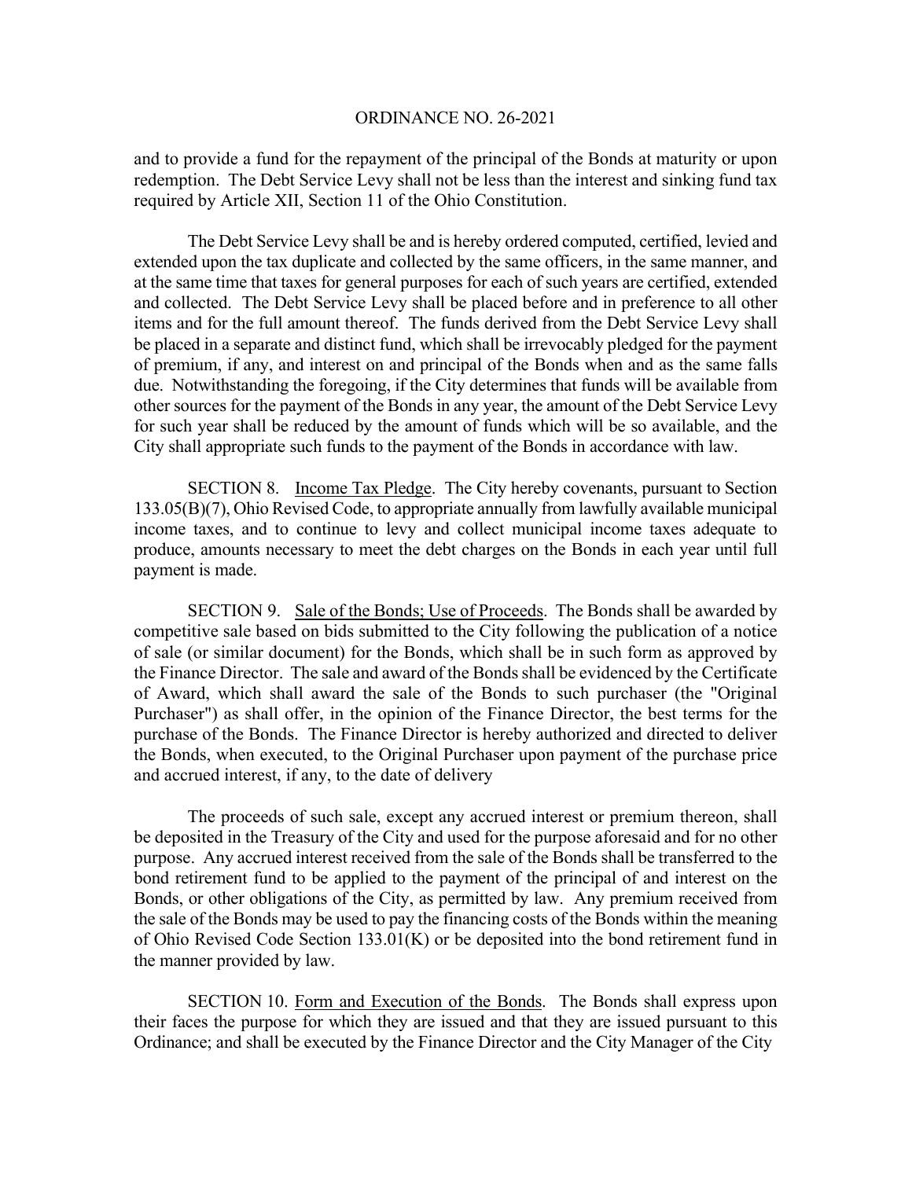and to provide a fund for the repayment of the principal of the Bonds at maturity or upon redemption. The Debt Service Levy shall not be less than the interest and sinking fund tax required by Article XII, Section 11 of the Ohio Constitution.

The Debt Service Levy shall be and is hereby ordered computed, certified, levied and extended upon the tax duplicate and collected by the same officers, in the same manner, and at the same time that taxes for general purposes for each of such years are certified, extended and collected. The Debt Service Levy shall be placed before and in preference to all other items and for the full amount thereof. The funds derived from the Debt Service Levy shall be placed in a separate and distinct fund, which shall be irrevocably pledged for the payment of premium, if any, and interest on and principal of the Bonds when and as the same falls due. Notwithstanding the foregoing, if the City determines that funds will be available from other sources for the payment of the Bonds in any year, the amount of the Debt Service Levy for such year shall be reduced by the amount of funds which will be so available, and the City shall appropriate such funds to the payment of the Bonds in accordance with law.

SECTION 8. Income Tax Pledge. The City hereby covenants, pursuant to Section 133.05(B)(7), Ohio Revised Code, to appropriate annually from lawfully available municipal income taxes, and to continue to levy and collect municipal income taxes adequate to produce, amounts necessary to meet the debt charges on the Bonds in each year until full payment is made.

SECTION 9. Sale of the Bonds; Use of Proceeds. The Bonds shall be awarded by competitive sale based on bids submitted to the City following the publication of a notice of sale (or similar document) for the Bonds, which shall be in such form as approved by the Finance Director. The sale and award of the Bonds shall be evidenced by the Certificate of Award, which shall award the sale of the Bonds to such purchaser (the "Original Purchaser") as shall offer, in the opinion of the Finance Director, the best terms for the purchase of the Bonds. The Finance Director is hereby authorized and directed to deliver the Bonds, when executed, to the Original Purchaser upon payment of the purchase price and accrued interest, if any, to the date of delivery

The proceeds of such sale, except any accrued interest or premium thereon, shall be deposited in the Treasury of the City and used for the purpose aforesaid and for no other purpose. Any accrued interest received from the sale of the Bonds shall be transferred to the bond retirement fund to be applied to the payment of the principal of and interest on the Bonds, or other obligations of the City, as permitted by law. Any premium received from the sale of the Bonds may be used to pay the financing costs of the Bonds within the meaning of Ohio Revised Code Section 133.01(K) or be deposited into the bond retirement fund in the manner provided by law.

SECTION 10. Form and Execution of the Bonds. The Bonds shall express upon their faces the purpose for which they are issued and that they are issued pursuant to this Ordinance; and shall be executed by the Finance Director and the City Manager of the City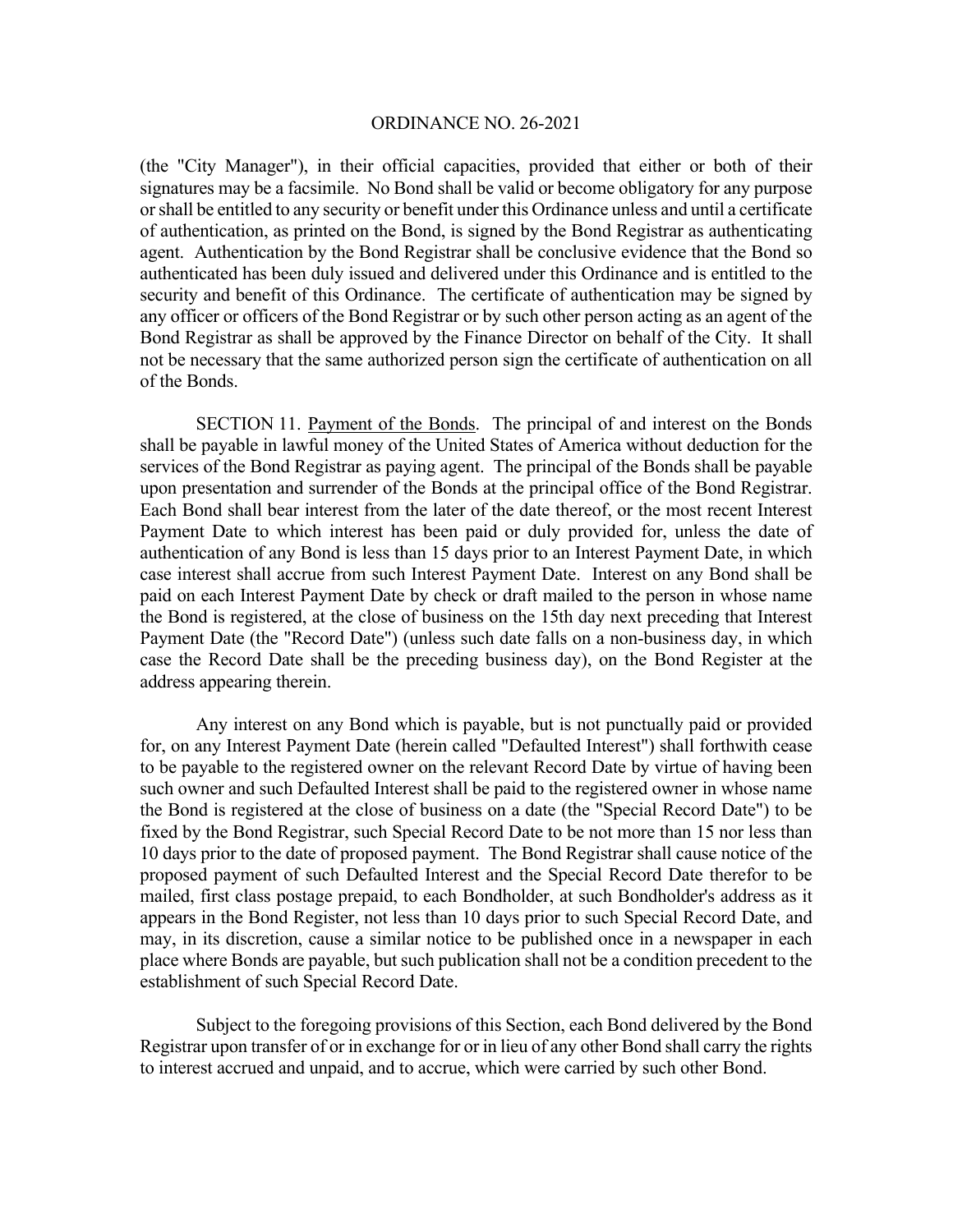(the "City Manager"), in their official capacities, provided that either or both of their signatures may be a facsimile. No Bond shall be valid or become obligatory for any purpose or shall be entitled to any security or benefit under this Ordinance unless and until a certificate of authentication, as printed on the Bond, is signed by the Bond Registrar as authenticating agent. Authentication by the Bond Registrar shall be conclusive evidence that the Bond so authenticated has been duly issued and delivered under this Ordinance and is entitled to the security and benefit of this Ordinance. The certificate of authentication may be signed by any officer or officers of the Bond Registrar or by such other person acting as an agent of the Bond Registrar as shall be approved by the Finance Director on behalf of the City. It shall not be necessary that the same authorized person sign the certificate of authentication on all of the Bonds.

SECTION 11. Payment of the Bonds. The principal of and interest on the Bonds shall be payable in lawful money of the United States of America without deduction for the services of the Bond Registrar as paying agent. The principal of the Bonds shall be payable upon presentation and surrender of the Bonds at the principal office of the Bond Registrar. Each Bond shall bear interest from the later of the date thereof, or the most recent Interest Payment Date to which interest has been paid or duly provided for, unless the date of authentication of any Bond is less than 15 days prior to an Interest Payment Date, in which case interest shall accrue from such Interest Payment Date. Interest on any Bond shall be paid on each Interest Payment Date by check or draft mailed to the person in whose name the Bond is registered, at the close of business on the 15th day next preceding that Interest Payment Date (the "Record Date") (unless such date falls on a non-business day, in which case the Record Date shall be the preceding business day), on the Bond Register at the address appearing therein.

Any interest on any Bond which is payable, but is not punctually paid or provided for, on any Interest Payment Date (herein called "Defaulted Interest") shall forthwith cease to be payable to the registered owner on the relevant Record Date by virtue of having been such owner and such Defaulted Interest shall be paid to the registered owner in whose name the Bond is registered at the close of business on a date (the "Special Record Date") to be fixed by the Bond Registrar, such Special Record Date to be not more than 15 nor less than 10 days prior to the date of proposed payment. The Bond Registrar shall cause notice of the proposed payment of such Defaulted Interest and the Special Record Date therefor to be mailed, first class postage prepaid, to each Bondholder, at such Bondholder's address as it appears in the Bond Register, not less than 10 days prior to such Special Record Date, and may, in its discretion, cause a similar notice to be published once in a newspaper in each place where Bonds are payable, but such publication shall not be a condition precedent to the establishment of such Special Record Date.

Subject to the foregoing provisions of this Section, each Bond delivered by the Bond Registrar upon transfer of or in exchange for or in lieu of any other Bond shall carry the rights to interest accrued and unpaid, and to accrue, which were carried by such other Bond.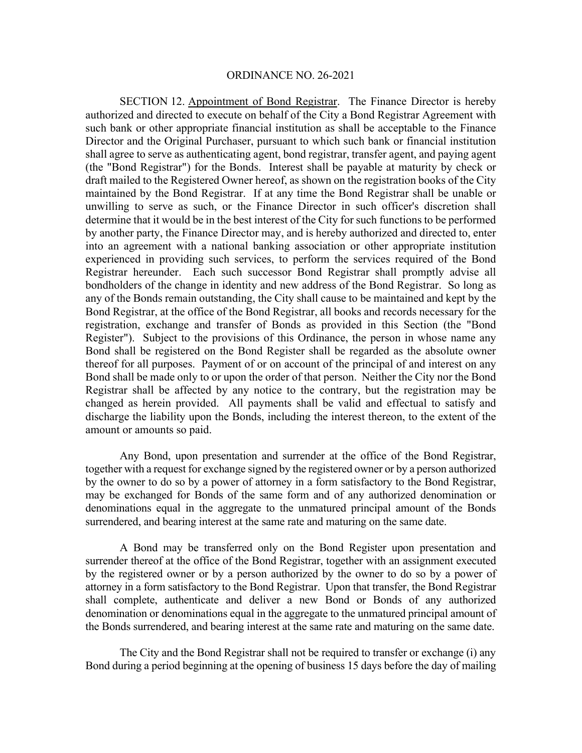SECTION 12. Appointment of Bond Registrar. The Finance Director is hereby authorized and directed to execute on behalf of the City a Bond Registrar Agreement with such bank or other appropriate financial institution as shall be acceptable to the Finance Director and the Original Purchaser, pursuant to which such bank or financial institution shall agree to serve as authenticating agent, bond registrar, transfer agent, and paying agent (the "Bond Registrar") for the Bonds. Interest shall be payable at maturity by check or draft mailed to the Registered Owner hereof, as shown on the registration books of the City maintained by the Bond Registrar. If at any time the Bond Registrar shall be unable or unwilling to serve as such, or the Finance Director in such officer's discretion shall determine that it would be in the best interest of the City for such functions to be performed by another party, the Finance Director may, and is hereby authorized and directed to, enter into an agreement with a national banking association or other appropriate institution experienced in providing such services, to perform the services required of the Bond Registrar hereunder. Each such successor Bond Registrar shall promptly advise all bondholders of the change in identity and new address of the Bond Registrar. So long as any of the Bonds remain outstanding, the City shall cause to be maintained and kept by the Bond Registrar, at the office of the Bond Registrar, all books and records necessary for the registration, exchange and transfer of Bonds as provided in this Section (the "Bond Register"). Subject to the provisions of this Ordinance, the person in whose name any Bond shall be registered on the Bond Register shall be regarded as the absolute owner thereof for all purposes. Payment of or on account of the principal of and interest on any Bond shall be made only to or upon the order of that person. Neither the City nor the Bond Registrar shall be affected by any notice to the contrary, but the registration may be changed as herein provided. All payments shall be valid and effectual to satisfy and discharge the liability upon the Bonds, including the interest thereon, to the extent of the amount or amounts so paid.

Any Bond, upon presentation and surrender at the office of the Bond Registrar, together with a request for exchange signed by the registered owner or by a person authorized by the owner to do so by a power of attorney in a form satisfactory to the Bond Registrar, may be exchanged for Bonds of the same form and of any authorized denomination or denominations equal in the aggregate to the unmatured principal amount of the Bonds surrendered, and bearing interest at the same rate and maturing on the same date.

A Bond may be transferred only on the Bond Register upon presentation and surrender thereof at the office of the Bond Registrar, together with an assignment executed by the registered owner or by a person authorized by the owner to do so by a power of attorney in a form satisfactory to the Bond Registrar. Upon that transfer, the Bond Registrar shall complete, authenticate and deliver a new Bond or Bonds of any authorized denomination or denominations equal in the aggregate to the unmatured principal amount of the Bonds surrendered, and bearing interest at the same rate and maturing on the same date.

The City and the Bond Registrar shall not be required to transfer or exchange (i) any Bond during a period beginning at the opening of business 15 days before the day of mailing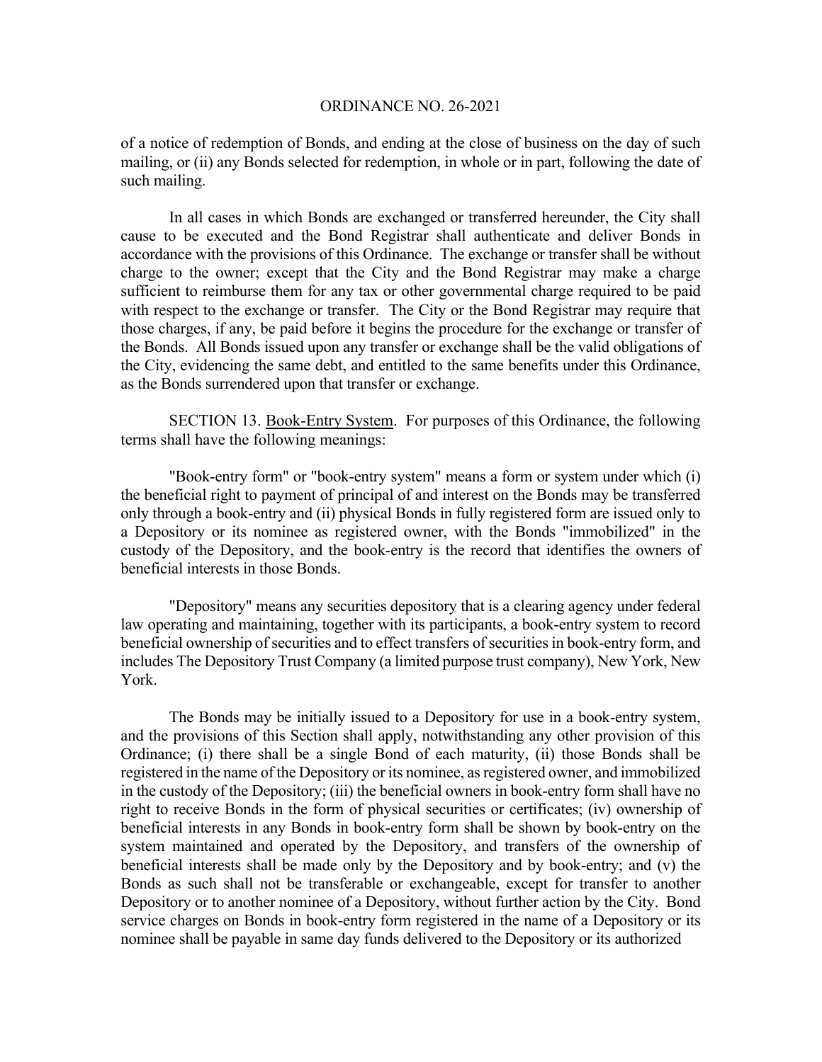of a notice of redemption of Bonds, and ending at the close of business on the day of such mailing, or (ii) any Bonds selected for redemption, in whole or in part, following the date of such mailing.

In all cases in which Bonds are exchanged or transferred hereunder, the City shall cause to be executed and the Bond Registrar shall authenticate and deliver Bonds in accordance with the provisions of this Ordinance. The exchange or transfer shall be without charge to the owner; except that the City and the Bond Registrar may make a charge sufficient to reimburse them for any tax or other governmental charge required to be paid with respect to the exchange or transfer. The City or the Bond Registrar may require that those charges, if any, be paid before it begins the procedure for the exchange or transfer of the Bonds. All Bonds issued upon any transfer or exchange shall be the valid obligations of the City, evidencing the same debt, and entitled to the same benefits under this Ordinance, as the Bonds surrendered upon that transfer or exchange.

SECTION 13. Book-Entry System. For purposes of this Ordinance, the following terms shall have the following meanings:

"Book-entry form" or "book-entry system" means a form or system under which (i) the beneficial right to payment of principal of and interest on the Bonds may be transferred only through a book-entry and (ii) physical Bonds in fully registered form are issued only to a Depository or its nominee as registered owner, with the Bonds "immobilized" in the custody of the Depository, and the book-entry is the record that identifies the owners of beneficial interests in those Bonds.

"Depository" means any securities depository that is a clearing agency under federal law operating and maintaining, together with its participants, a book-entry system to record beneficial ownership of securities and to effect transfers of securities in book-entry form, and includes The Depository Trust Company (a limited purpose trust company), New York, New York.

The Bonds may be initially issued to a Depository for use in a book-entry system, and the provisions of this Section shall apply, notwithstanding any other provision of this Ordinance; (i) there shall be a single Bond of each maturity, (ii) those Bonds shall be registered in the name of the Depository or its nominee, as registered owner, and immobilized in the custody of the Depository; (iii) the beneficial owners in book-entry form shall have no right to receive Bonds in the form of physical securities or certificates; (iv) ownership of beneficial interests in any Bonds in book-entry form shall be shown by book-entry on the system maintained and operated by the Depository, and transfers of the ownership of beneficial interests shall be made only by the Depository and by book-entry; and (v) the Bonds as such shall not be transferable or exchangeable, except for transfer to another Depository or to another nominee of a Depository, without further action by the City. Bond service charges on Bonds in book-entry form registered in the name of a Depository or its nominee shall be payable in same day funds delivered to the Depository or its authorized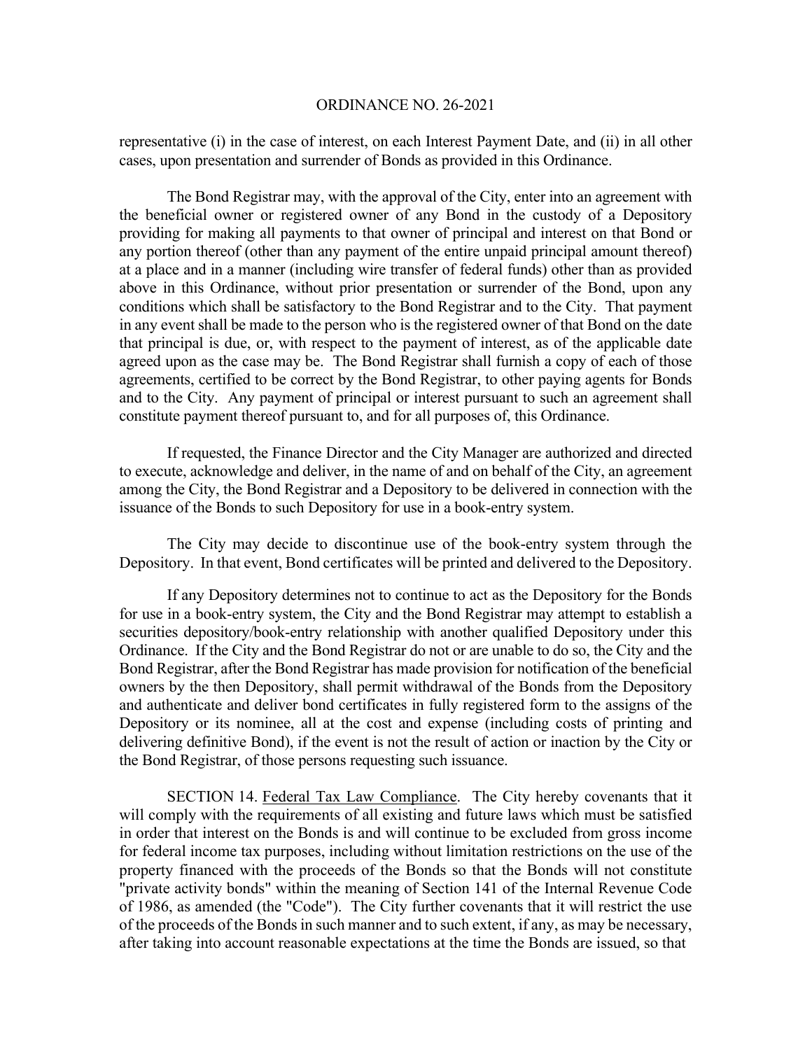representative (i) in the case of interest, on each Interest Payment Date, and (ii) in all other cases, upon presentation and surrender of Bonds as provided in this Ordinance.

The Bond Registrar may, with the approval of the City, enter into an agreement with the beneficial owner or registered owner of any Bond in the custody of a Depository providing for making all payments to that owner of principal and interest on that Bond or any portion thereof (other than any payment of the entire unpaid principal amount thereof) at a place and in a manner (including wire transfer of federal funds) other than as provided above in this Ordinance, without prior presentation or surrender of the Bond, upon any conditions which shall be satisfactory to the Bond Registrar and to the City. That payment in any event shall be made to the person who is the registered owner of that Bond on the date that principal is due, or, with respect to the payment of interest, as of the applicable date agreed upon as the case may be. The Bond Registrar shall furnish a copy of each of those agreements, certified to be correct by the Bond Registrar, to other paying agents for Bonds and to the City. Any payment of principal or interest pursuant to such an agreement shall constitute payment thereof pursuant to, and for all purposes of, this Ordinance.

If requested, the Finance Director and the City Manager are authorized and directed to execute, acknowledge and deliver, in the name of and on behalf of the City, an agreement among the City, the Bond Registrar and a Depository to be delivered in connection with the issuance of the Bonds to such Depository for use in a book-entry system.

The City may decide to discontinue use of the book-entry system through the Depository. In that event, Bond certificates will be printed and delivered to the Depository.

If any Depository determines not to continue to act as the Depository for the Bonds for use in a book-entry system, the City and the Bond Registrar may attempt to establish a securities depository/book-entry relationship with another qualified Depository under this Ordinance. If the City and the Bond Registrar do not or are unable to do so, the City and the Bond Registrar, after the Bond Registrar has made provision for notification of the beneficial owners by the then Depository, shall permit withdrawal of the Bonds from the Depository and authenticate and deliver bond certificates in fully registered form to the assigns of the Depository or its nominee, all at the cost and expense (including costs of printing and delivering definitive Bond), if the event is not the result of action or inaction by the City or the Bond Registrar, of those persons requesting such issuance.

SECTION 14. Federal Tax Law Compliance. The City hereby covenants that it will comply with the requirements of all existing and future laws which must be satisfied in order that interest on the Bonds is and will continue to be excluded from gross income for federal income tax purposes, including without limitation restrictions on the use of the property financed with the proceeds of the Bonds so that the Bonds will not constitute "private activity bonds" within the meaning of Section 141 of the Internal Revenue Code of 1986, as amended (the "Code"). The City further covenants that it will restrict the use of the proceeds of the Bonds in such manner and to such extent, if any, as may be necessary, after taking into account reasonable expectations at the time the Bonds are issued, so that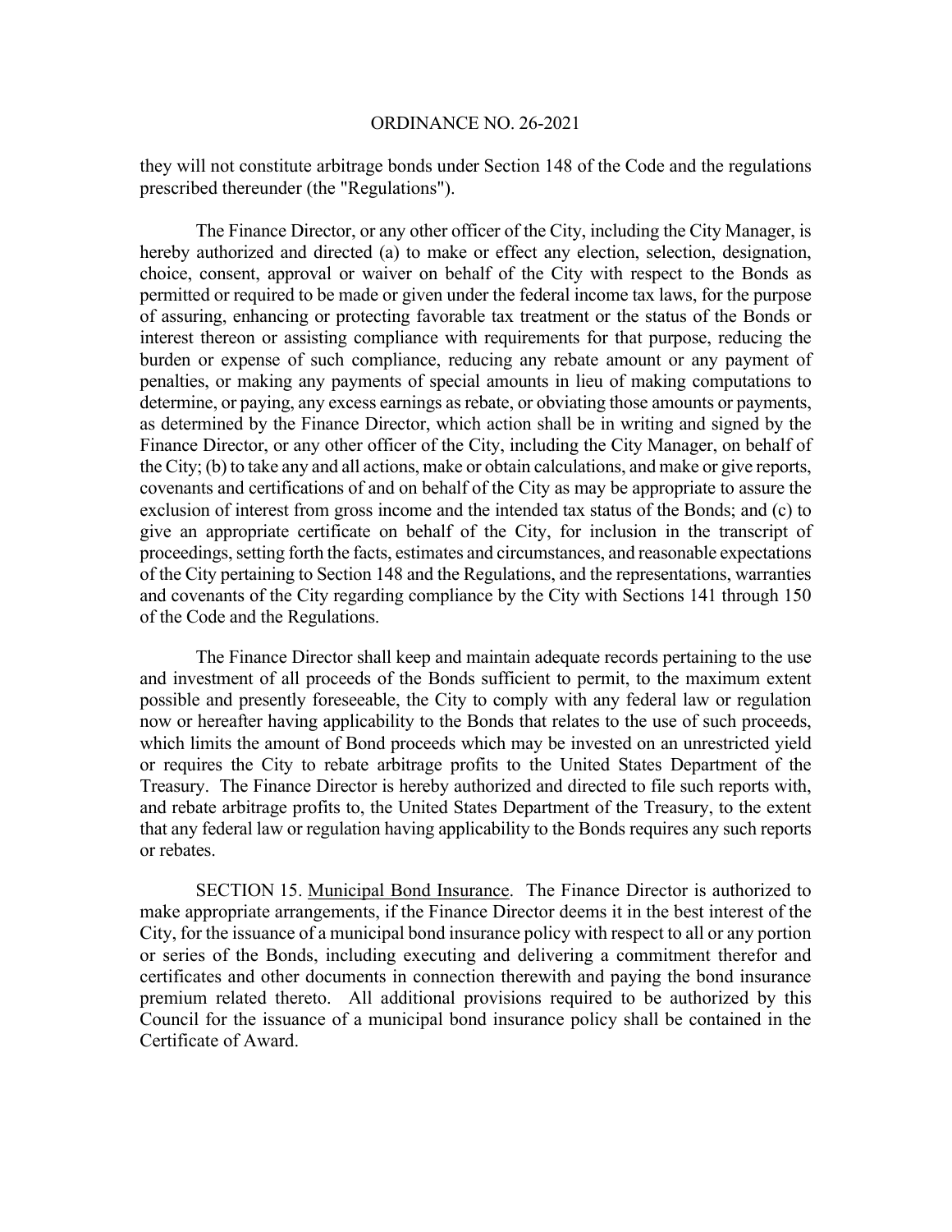they will not constitute arbitrage bonds under Section 148 of the Code and the regulations prescribed thereunder (the "Regulations").

The Finance Director, or any other officer of the City, including the City Manager, is hereby authorized and directed (a) to make or effect any election, selection, designation, choice, consent, approval or waiver on behalf of the City with respect to the Bonds as permitted or required to be made or given under the federal income tax laws, for the purpose of assuring, enhancing or protecting favorable tax treatment or the status of the Bonds or interest thereon or assisting compliance with requirements for that purpose, reducing the burden or expense of such compliance, reducing any rebate amount or any payment of penalties, or making any payments of special amounts in lieu of making computations to determine, or paying, any excess earnings as rebate, or obviating those amounts or payments, as determined by the Finance Director, which action shall be in writing and signed by the Finance Director, or any other officer of the City, including the City Manager, on behalf of the City; (b) to take any and all actions, make or obtain calculations, and make or give reports, covenants and certifications of and on behalf of the City as may be appropriate to assure the exclusion of interest from gross income and the intended tax status of the Bonds; and (c) to give an appropriate certificate on behalf of the City, for inclusion in the transcript of proceedings, setting forth the facts, estimates and circumstances, and reasonable expectations of the City pertaining to Section 148 and the Regulations, and the representations, warranties and covenants of the City regarding compliance by the City with Sections 141 through 150 of the Code and the Regulations.

The Finance Director shall keep and maintain adequate records pertaining to the use and investment of all proceeds of the Bonds sufficient to permit, to the maximum extent possible and presently foreseeable, the City to comply with any federal law or regulation now or hereafter having applicability to the Bonds that relates to the use of such proceeds, which limits the amount of Bond proceeds which may be invested on an unrestricted yield or requires the City to rebate arbitrage profits to the United States Department of the Treasury. The Finance Director is hereby authorized and directed to file such reports with, and rebate arbitrage profits to, the United States Department of the Treasury, to the extent that any federal law or regulation having applicability to the Bonds requires any such reports or rebates.

SECTION 15. Municipal Bond Insurance. The Finance Director is authorized to make appropriate arrangements, if the Finance Director deems it in the best interest of the City, for the issuance of a municipal bond insurance policy with respect to all or any portion or series of the Bonds, including executing and delivering a commitment therefor and certificates and other documents in connection therewith and paying the bond insurance premium related thereto. All additional provisions required to be authorized by this Council for the issuance of a municipal bond insurance policy shall be contained in the Certificate of Award.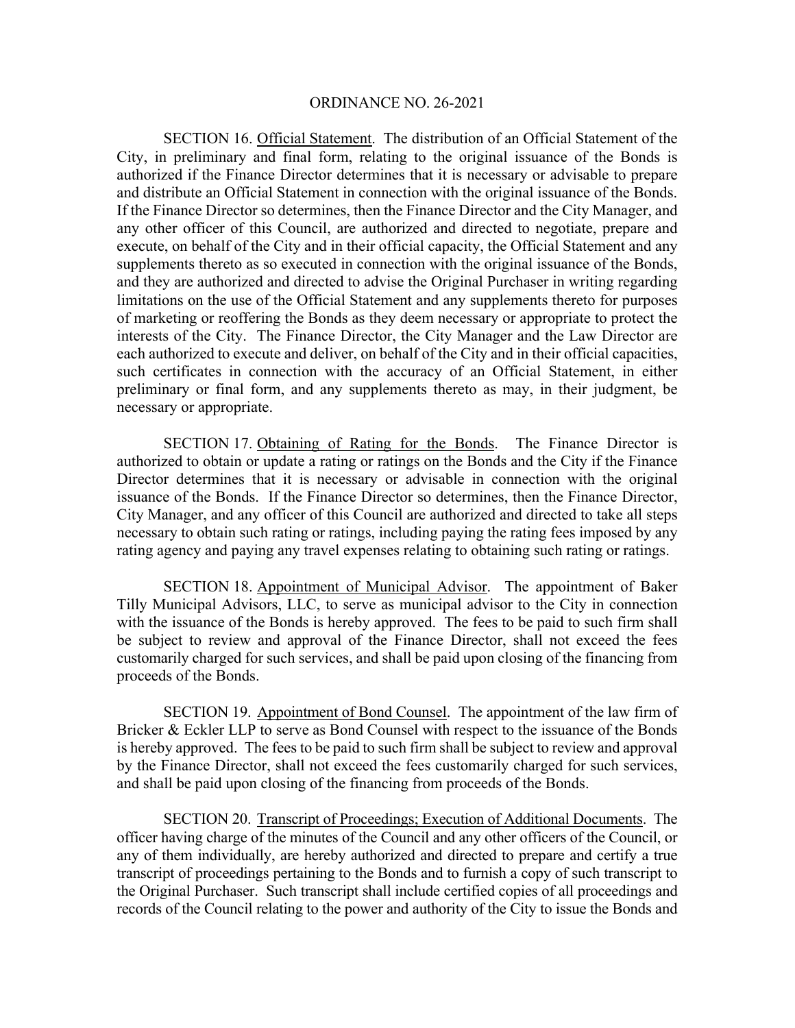ORDINANCE NO. 26-2021

SECTION 16. Official Statement. The distribution of an Official Statement of the City, in preliminary and final form, relating to the original issuance of the Bonds is authorized if the Finance Director determines that it is necessary or advisable to prepare and distribute an Official Statement in connection with the original issuance of the Bonds. If the Finance Director so determines, then the Finance Director and the City Manager, and any other officer of this Council, are authorized and directed to negotiate, prepare and execute, on behalf of the City and in their official capacity, the Official Statement and any supplements thereto as so executed in connection with the original issuance of the Bonds, and they are authorized and directed to advise the Original Purchaser in writing regarding limitations on the use of the Official Statement and any supplements thereto for purposes of marketing or reoffering the Bonds as they deem necessary or appropriate to protect the interests of the City. The Finance Director, the City Manager and the Law Director are each authorized to execute and deliver, on behalf of the City and in their official capacities, such certificates in connection with the accuracy of an Official Statement, in either preliminary or final form, and any supplements thereto as may, in their judgment, be necessary or appropriate.

SECTION 17. Obtaining of Rating for the Bonds. The Finance Director is authorized to obtain or update a rating or ratings on the Bonds and the City if the Finance Director determines that it is necessary or advisable in connection with the original issuance of the Bonds. If the Finance Director so determines, then the Finance Director, City Manager, and any officer of this Council are authorized and directed to take all steps necessary to obtain such rating or ratings, including paying the rating fees imposed by any rating agency and paying any travel expenses relating to obtaining such rating or ratings.

SECTION 18. Appointment of Municipal Advisor. The appointment of Baker Tilly Municipal Advisors, LLC, to serve as municipal advisor to the City in connection with the issuance of the Bonds is hereby approved. The fees to be paid to such firm shall be subject to review and approval of the Finance Director, shall not exceed the fees customarily charged for such services, and shall be paid upon closing of the financing from proceeds of the Bonds.

SECTION 19. Appointment of Bond Counsel. The appointment of the law firm of Bricker & Eckler LLP to serve as Bond Counsel with respect to the issuance of the Bonds is hereby approved. The fees to be paid to such firm shall be subject to review and approval by the Finance Director, shall not exceed the fees customarily charged for such services, and shall be paid upon closing of the financing from proceeds of the Bonds.

SECTION 20. Transcript of Proceedings; Execution of Additional Documents. The officer having charge of the minutes of the Council and any other officers of the Council, or any of them individually, are hereby authorized and directed to prepare and certify a true transcript of proceedings pertaining to the Bonds and to furnish a copy of such transcript to the Original Purchaser. Such transcript shall include certified copies of all proceedings and records of the Council relating to the power and authority of the City to issue the Bonds and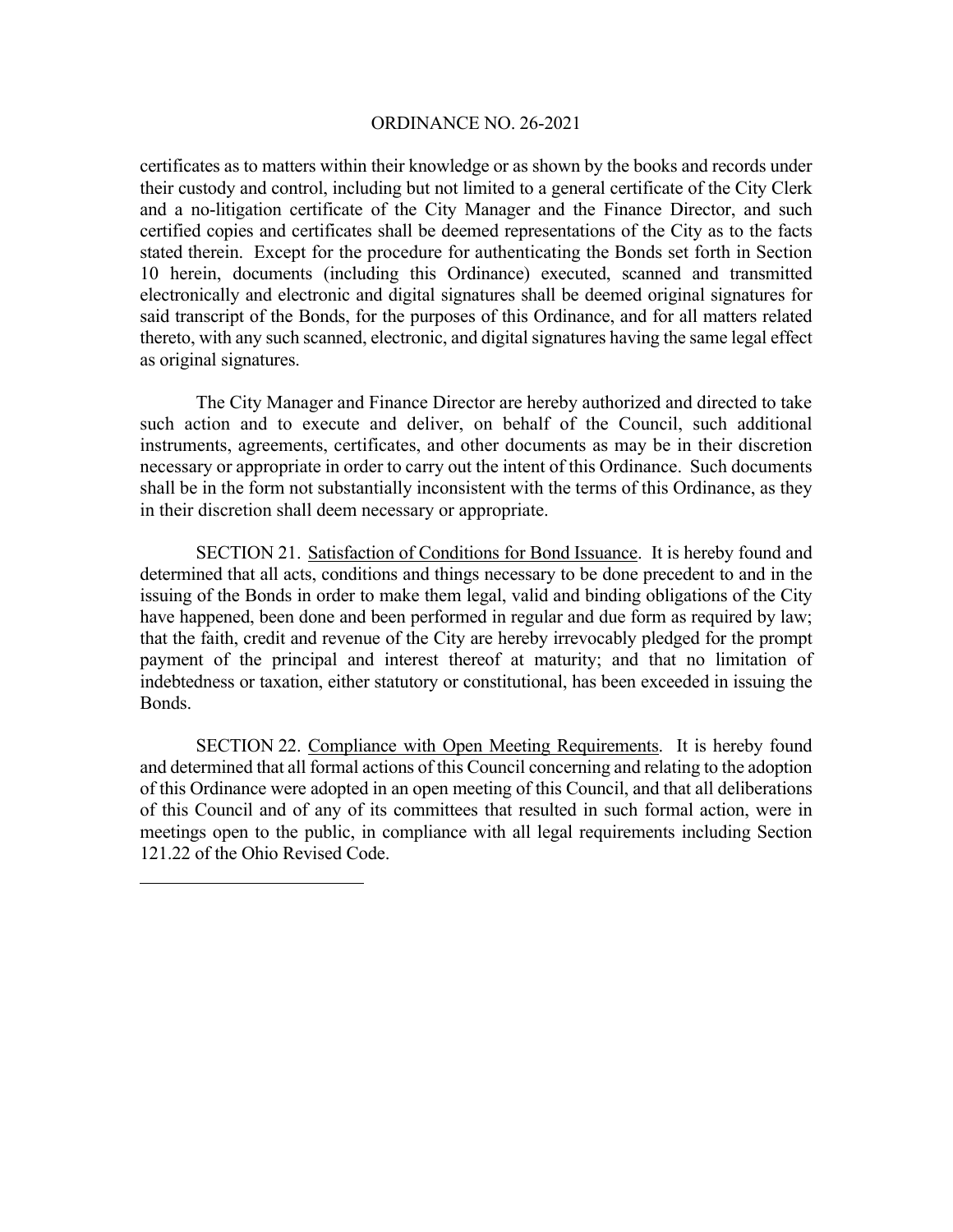certificates as to matters within their knowledge or as shown by the books and records under their custody and control, including but not limited to a general certificate of the City Clerk and a no-litigation certificate of the City Manager and the Finance Director, and such certified copies and certificates shall be deemed representations of the City as to the facts stated therein. Except for the procedure for authenticating the Bonds set forth in Section 10 herein, documents (including this Ordinance) executed, scanned and transmitted electronically and electronic and digital signatures shall be deemed original signatures for said transcript of the Bonds, for the purposes of this Ordinance, and for all matters related thereto, with any such scanned, electronic, and digital signatures having the same legal effect as original signatures.

The City Manager and Finance Director are hereby authorized and directed to take such action and to execute and deliver, on behalf of the Council, such additional instruments, agreements, certificates, and other documents as may be in their discretion necessary or appropriate in order to carry out the intent of this Ordinance. Such documents shall be in the form not substantially inconsistent with the terms of this Ordinance, as they in their discretion shall deem necessary or appropriate.

SECTION 21. Satisfaction of Conditions for Bond Issuance. It is hereby found and determined that all acts, conditions and things necessary to be done precedent to and in the issuing of the Bonds in order to make them legal, valid and binding obligations of the City have happened, been done and been performed in regular and due form as required by law; that the faith, credit and revenue of the City are hereby irrevocably pledged for the prompt payment of the principal and interest thereof at maturity; and that no limitation of indebtedness or taxation, either statutory or constitutional, has been exceeded in issuing the Bonds.

SECTION 22. Compliance with Open Meeting Requirements. It is hereby found and determined that all formal actions of this Council concerning and relating to the adoption of this Ordinance were adopted in an open meeting of this Council, and that all deliberations of this Council and of any of its committees that resulted in such formal action, were in meetings open to the public, in compliance with all legal requirements including Section 121.22 of the Ohio Revised Code.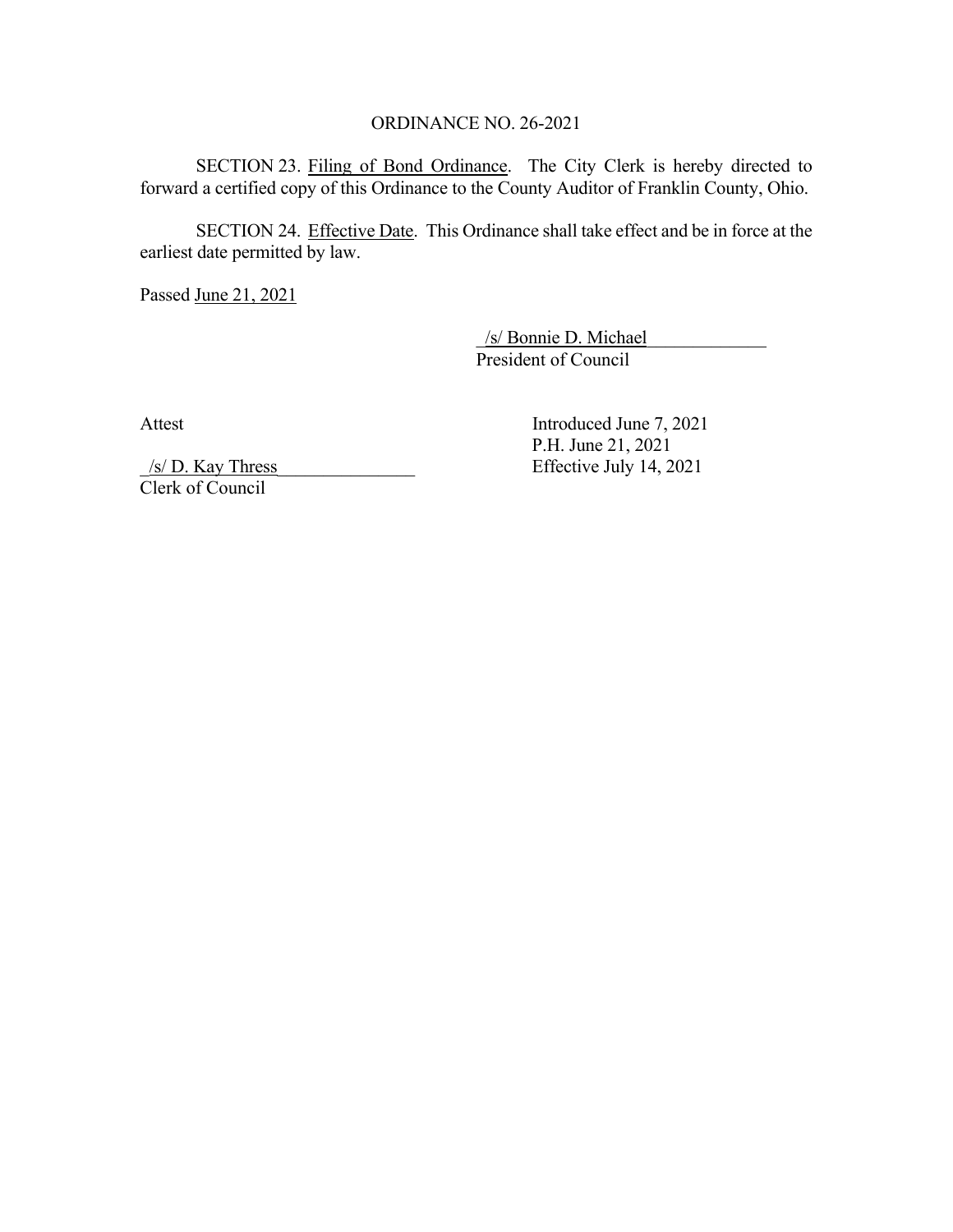ORDINANCE NO. 26-2021

SECTION 23. Filing of Bond Ordinance. The City Clerk is hereby directed to forward a certified copy of this Ordinance to the County Auditor of Franklin County, Ohio.

SECTION 24. Effective Date. This Ordinance shall take effect and be in force at the earliest date permitted by law.

Passed June 21, 2021

/s/ Bonnie D. Michael
President of Council

Attest

/s/ D. Kay Thress
Clerk of Council

Introduced June 7, 2021
P.H. June 21, 2021
Effective July 14, 2021